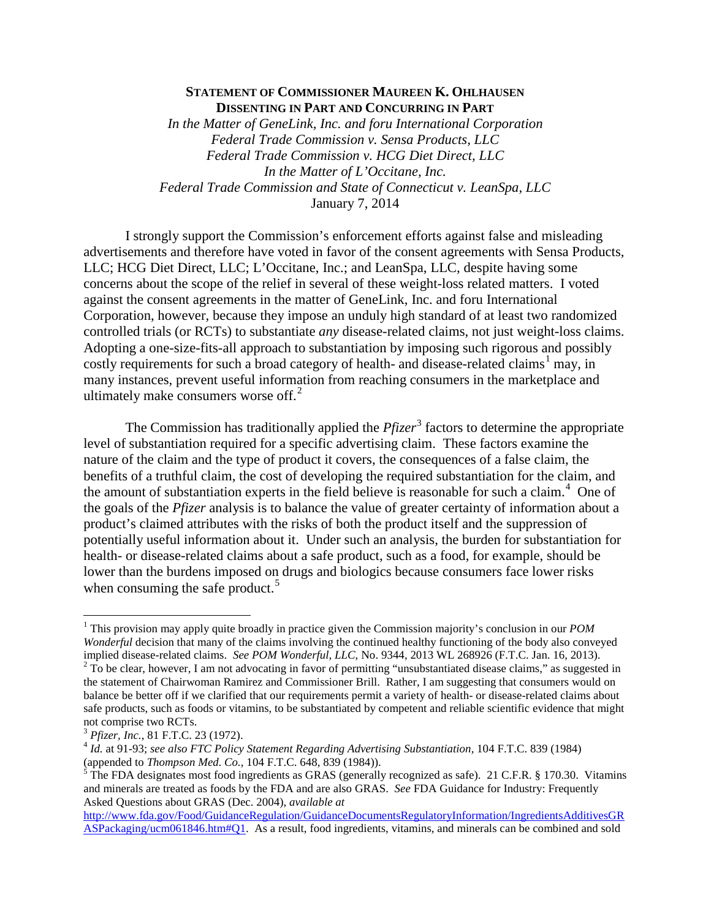**STATEMENT OF COMMISSIONER MAUREEN K. OHLHAUSEN**
**DISSENTING IN PART AND CONCURRING IN PART**

*In the Matter of GeneLink, Inc. and foru International Corporation*
*Federal Trade Commission v. Sensa Products, LLC*
*Federal Trade Commission v. HCG Diet Direct, LLC*
*In the Matter of L'Occitane, Inc.*
*Federal Trade Commission and State of Connecticut v. LeanSpa, LLC*
January 7, 2014

I strongly support the Commission's enforcement efforts against false and misleading advertisements and therefore have voted in favor of the consent agreements with Sensa Products, LLC; HCG Diet Direct, LLC; L'Occitane, Inc.; and LeanSpa, LLC, despite having some concerns about the scope of the relief in several of these weight-loss related matters. I voted against the consent agreements in the matter of GeneLink, Inc. and foru International Corporation, however, because they impose an unduly high standard of at least two randomized controlled trials (or RCTs) to substantiate *any* disease-related claims, not just weight-loss claims. Adopting a one-size-fits-all approach to substantiation by imposing such rigorous and possibly costly requirements for such a broad category of health- and disease-related claims[1] may, in many instances, prevent useful information from reaching consumers in the marketplace and ultimately make consumers worse off.[2]

The Commission has traditionally applied the *Pfizer*[3] factors to determine the appropriate level of substantiation required for a specific advertising claim. These factors examine the nature of the claim and the type of product it covers, the consequences of a false claim, the benefits of a truthful claim, the cost of developing the required substantiation for the claim, and the amount of substantiation experts in the field believe is reasonable for such a claim.[4] One of the goals of the *Pfizer* analysis is to balance the value of greater certainty of information about a product's claimed attributes with the risks of both the product itself and the suppression of potentially useful information about it. Under such an analysis, the burden for substantiation for health- or disease-related claims about a safe product, such as a food, for example, should be lower than the burdens imposed on drugs and biologics because consumers face lower risks when consuming the safe product.[5]

---

[1] This provision may apply quite broadly in practice given the Commission majority's conclusion in our *POM Wonderful* decision that many of the claims involving the continued healthy functioning of the body also conveyed implied disease-related claims. *See POM Wonderful, LLC*, No. 9344, 2013 WL 268926 (F.T.C. Jan. 16, 2013).

[2] To be clear, however, I am not advocating in favor of permitting "unsubstantiated disease claims," as suggested in the statement of Chairwoman Ramirez and Commissioner Brill. Rather, I am suggesting that consumers would on balance be better off if we clarified that our requirements permit a variety of health- or disease-related claims about safe products, such as foods or vitamins, to be substantiated by competent and reliable scientific evidence that might not comprise two RCTs.

[3] *Pfizer, Inc.*, 81 F.T.C. 23 (1972).

[4] *Id.* at 91-93; *see also FTC Policy Statement Regarding Advertising Substantiation*, 104 F.T.C. 839 (1984) (appended to *Thompson Med. Co.*, 104 F.T.C. 648, 839 (1984)).

[5] The FDA designates most food ingredients as GRAS (generally recognized as safe). 21 C.F.R. § 170.30. Vitamins and minerals are treated as foods by the FDA and are also GRAS. *See* FDA Guidance for Industry: Frequently Asked Questions about GRAS (Dec. 2004), *available at* http://www.fda.gov/Food/GuidanceRegulation/GuidanceDocumentsRegulatoryInformation/IngredientsAdditivesGRASPackaging/ucm061846.htm#Q1. As a result, food ingredients, vitamins, and minerals can be combined and sold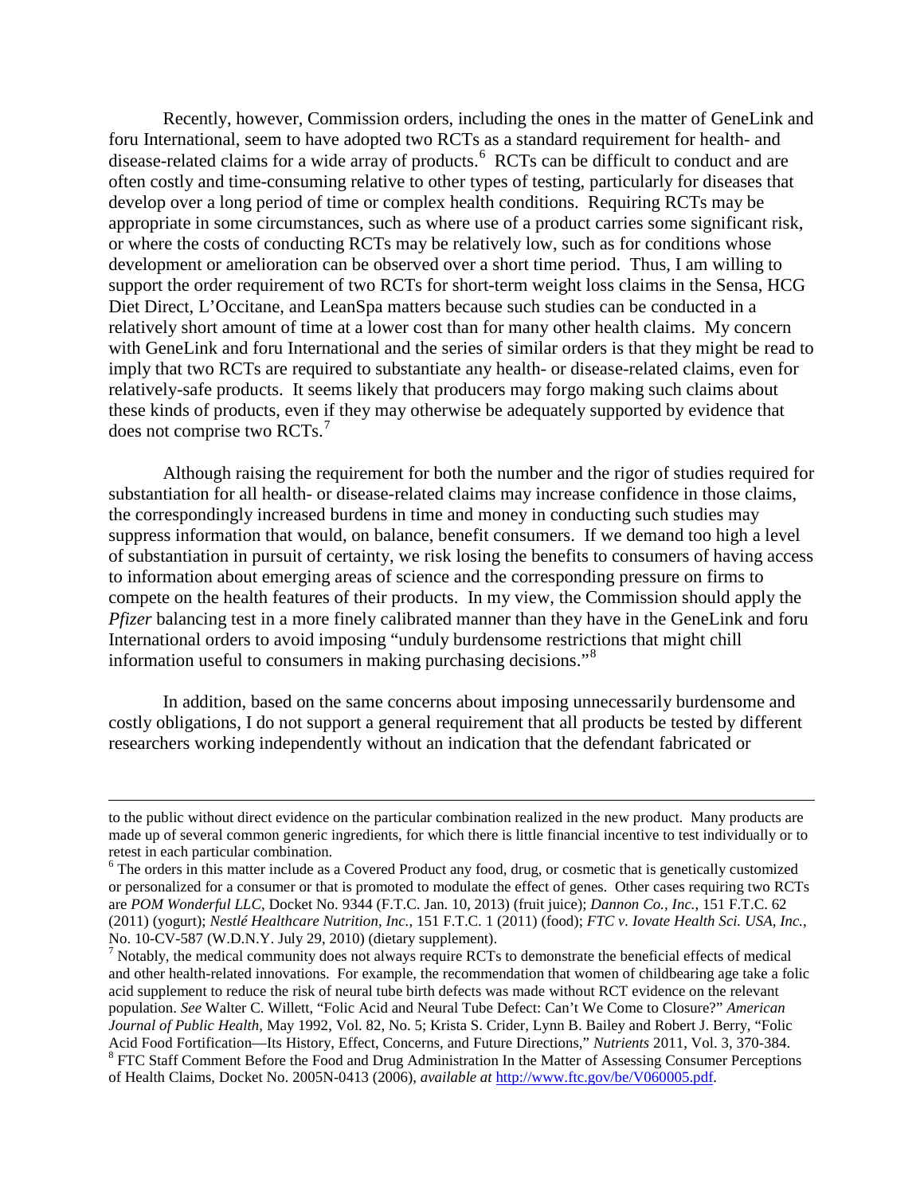Recently, however, Commission orders, including the ones in the matter of GeneLink and foru International, seem to have adopted two RCTs as a standard requirement for health- and disease-related claims for a wide array of products.[6] RCTs can be difficult to conduct and are often costly and time-consuming relative to other types of testing, particularly for diseases that develop over a long period of time or complex health conditions. Requiring RCTs may be appropriate in some circumstances, such as where use of a product carries some significant risk, or where the costs of conducting RCTs may be relatively low, such as for conditions whose development or amelioration can be observed over a short time period. Thus, I am willing to support the order requirement of two RCTs for short-term weight loss claims in the Sensa, HCG Diet Direct, L'Occitane, and LeanSpa matters because such studies can be conducted in a relatively short amount of time at a lower cost than for many other health claims. My concern with GeneLink and foru International and the series of similar orders is that they might be read to imply that two RCTs are required to substantiate any health- or disease-related claims, even for relatively-safe products. It seems likely that producers may forgo making such claims about these kinds of products, even if they may otherwise be adequately supported by evidence that does not comprise two RCTs.[7]

Although raising the requirement for both the number and the rigor of studies required for substantiation for all health- or disease-related claims may increase confidence in those claims, the correspondingly increased burdens in time and money in conducting such studies may suppress information that would, on balance, benefit consumers. If we demand too high a level of substantiation in pursuit of certainty, we risk losing the benefits to consumers of having access to information about emerging areas of science and the corresponding pressure on firms to compete on the health features of their products. In my view, the Commission should apply the *Pfizer* balancing test in a more finely calibrated manner than they have in the GeneLink and foru International orders to avoid imposing "unduly burdensome restrictions that might chill information useful to consumers in making purchasing decisions."[8]

In addition, based on the same concerns about imposing unnecessarily burdensome and costly obligations, I do not support a general requirement that all products be tested by different researchers working independently without an indication that the defendant fabricated or

---

to the public without direct evidence on the particular combination realized in the new product. Many products are made up of several common generic ingredients, for which there is little financial incentive to test individually or to retest in each particular combination.

[6] The orders in this matter include as a Covered Product any food, drug, or cosmetic that is genetically customized or personalized for a consumer or that is promoted to modulate the effect of genes. Other cases requiring two RCTs are *POM Wonderful LLC*, Docket No. 9344 (F.T.C. Jan. 10, 2013) (fruit juice); *Dannon Co., Inc.*, 151 F.T.C. 62 (2011) (yogurt); *Nestlé Healthcare Nutrition, Inc.*, 151 F.T.C. 1 (2011) (food); *FTC v. Iovate Health Sci. USA, Inc.*, No. 10-CV-587 (W.D.N.Y. July 29, 2010) (dietary supplement).

[7] Notably, the medical community does not always require RCTs to demonstrate the beneficial effects of medical and other health-related innovations. For example, the recommendation that women of childbearing age take a folic acid supplement to reduce the risk of neural tube birth defects was made without RCT evidence on the relevant population. *See* Walter C. Willett, "Folic Acid and Neural Tube Defect: Can't We Come to Closure?" *American Journal of Public Health*, May 1992, Vol. 82, No. 5; Krista S. Crider, Lynn B. Bailey and Robert J. Berry, "Folic Acid Food Fortification—Its History, Effect, Concerns, and Future Directions," *Nutrients* 2011, Vol. 3, 370-384.

[8] FTC Staff Comment Before the Food and Drug Administration In the Matter of Assessing Consumer Perceptions of Health Claims, Docket No. 2005N-0413 (2006), *available at* http://www.ftc.gov/be/V060005.pdf.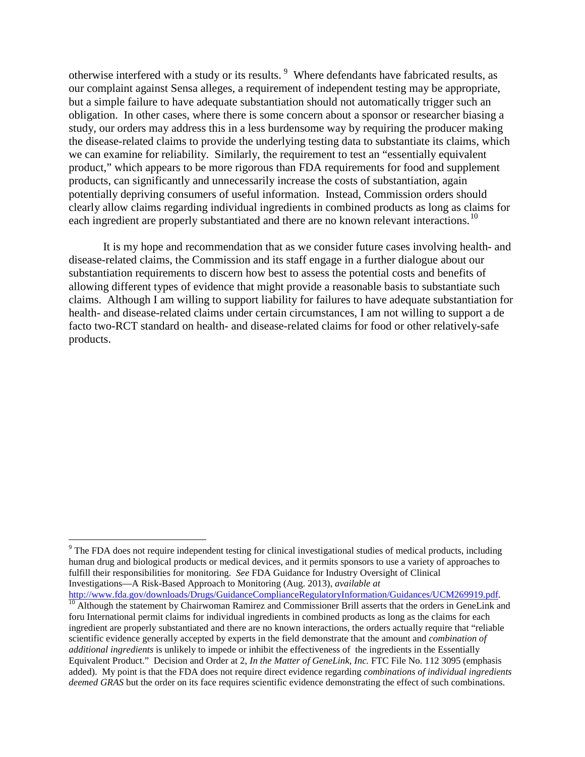otherwise interfered with a study or its results. [9] Where defendants have fabricated results, as our complaint against Sensa alleges, a requirement of independent testing may be appropriate, but a simple failure to have adequate substantiation should not automatically trigger such an obligation. In other cases, where there is some concern about a sponsor or researcher biasing a study, our orders may address this in a less burdensome way by requiring the producer making the disease-related claims to provide the underlying testing data to substantiate its claims, which we can examine for reliability. Similarly, the requirement to test an "essentially equivalent product," which appears to be more rigorous than FDA requirements for food and supplement products, can significantly and unnecessarily increase the costs of substantiation, again potentially depriving consumers of useful information. Instead, Commission orders should clearly allow claims regarding individual ingredients in combined products as long as claims for each ingredient are properly substantiated and there are no known relevant interactions. [10]

It is my hope and recommendation that as we consider future cases involving health- and disease-related claims, the Commission and its staff engage in a further dialogue about our substantiation requirements to discern how best to assess the potential costs and benefits of allowing different types of evidence that might provide a reasonable basis to substantiate such claims. Although I am willing to support liability for failures to have adequate substantiation for health- and disease-related claims under certain circumstances, I am not willing to support a de facto two-RCT standard on health- and disease-related claims for food or other relatively-safe products.

---

[9] The FDA does not require independent testing for clinical investigational studies of medical products, including human drug and biological products or medical devices, and it permits sponsors to use a variety of approaches to fulfill their responsibilities for monitoring. *See* FDA Guidance for Industry Oversight of Clinical Investigations—A Risk-Based Approach to Monitoring (Aug. 2013), *available at* http://www.fda.gov/downloads/Drugs/GuidanceComplianceRegulatoryInformation/Guidances/UCM269919.pdf.

[10] Although the statement by Chairwoman Ramirez and Commissioner Brill asserts that the orders in GeneLink and foru International permit claims for individual ingredients in combined products as long as the claims for each ingredient are properly substantiated and there are no known interactions, the orders actually require that "reliable scientific evidence generally accepted by experts in the field demonstrate that the amount and *combination of additional ingredients* is unlikely to impede or inhibit the effectiveness of the ingredients in the Essentially Equivalent Product." Decision and Order at 2, *In the Matter of GeneLink, Inc.* FTC File No. 112 3095 (emphasis added). My point is that the FDA does not require direct evidence regarding *combinations of individual ingredients deemed GRAS* but the order on its face requires scientific evidence demonstrating the effect of such combinations.